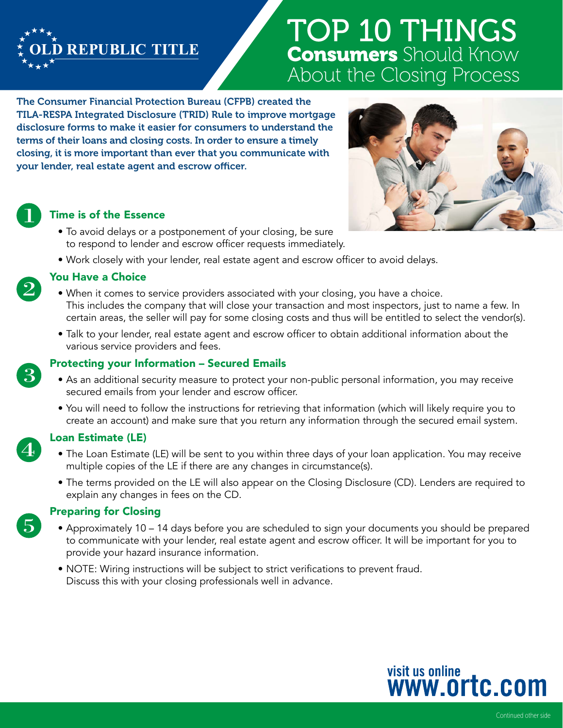OLD REPUBLIC TITLE

# TOP 10 THINGS **Consumers** Should Know About the Closing Process

**The Consumer Financial Protection Bureau (CFPB) created the TILA-RESPA Integrated Disclosure (TRID) Rule to improve mortgage disclosure forms to make it easier for consumers to understand the terms of their loans and closing costs. In order to ensure a timely closing, it is more important than ever that you communicate with your lender, real estate agent and escrow officer.**

## 1 Time is of the Essence

- To avoid delays or a postponement of your closing, be sure to respond to lender and escrow officer requests immediately.
- Work closely with your lender, real estate agent and escrow officer to avoid delays.

## 2 You Have a Choice

- When it comes to service providers associated with your closing, you have a choice. This includes the company that will close your transaction and most inspectors, just to name a few. In certain areas, the seller will pay for some closing costs and thus will be entitled to select the vendor(s).
- Talk to your lender, real estate agent and escrow officer to obtain additional information about the various service providers and fees.

## 3 Protecting your Information – Secured Emails

- As an additional security measure to protect your non-public personal information, you may receive secured emails from your lender and escrow officer.
- You will need to follow the instructions for retrieving that information (which will likely require you to create an account) and make sure that you return any information through the secured email system.

## 4 Loan Estimate (LE)

- The Loan Estimate (LE) will be sent to you within three days of your loan application. You may receive multiple copies of the LE if there are any changes in circumstance(s).
- The terms provided on the LE will also appear on the Closing Disclosure (CD). Lenders are required to explain any changes in fees on the CD.

## 5 Preparing for Closing

- Approximately 10 – 14 days before you are scheduled to sign your documents you should be prepared to communicate with your lender, real estate agent and escrow officer. It will be important for you to provide your hazard insurance information.
- NOTE: Wiring instructions will be subject to strict verifications to prevent fraud. Discuss this with your closing professionals well in advance.

visit us online
www.ortc.com

Continued other side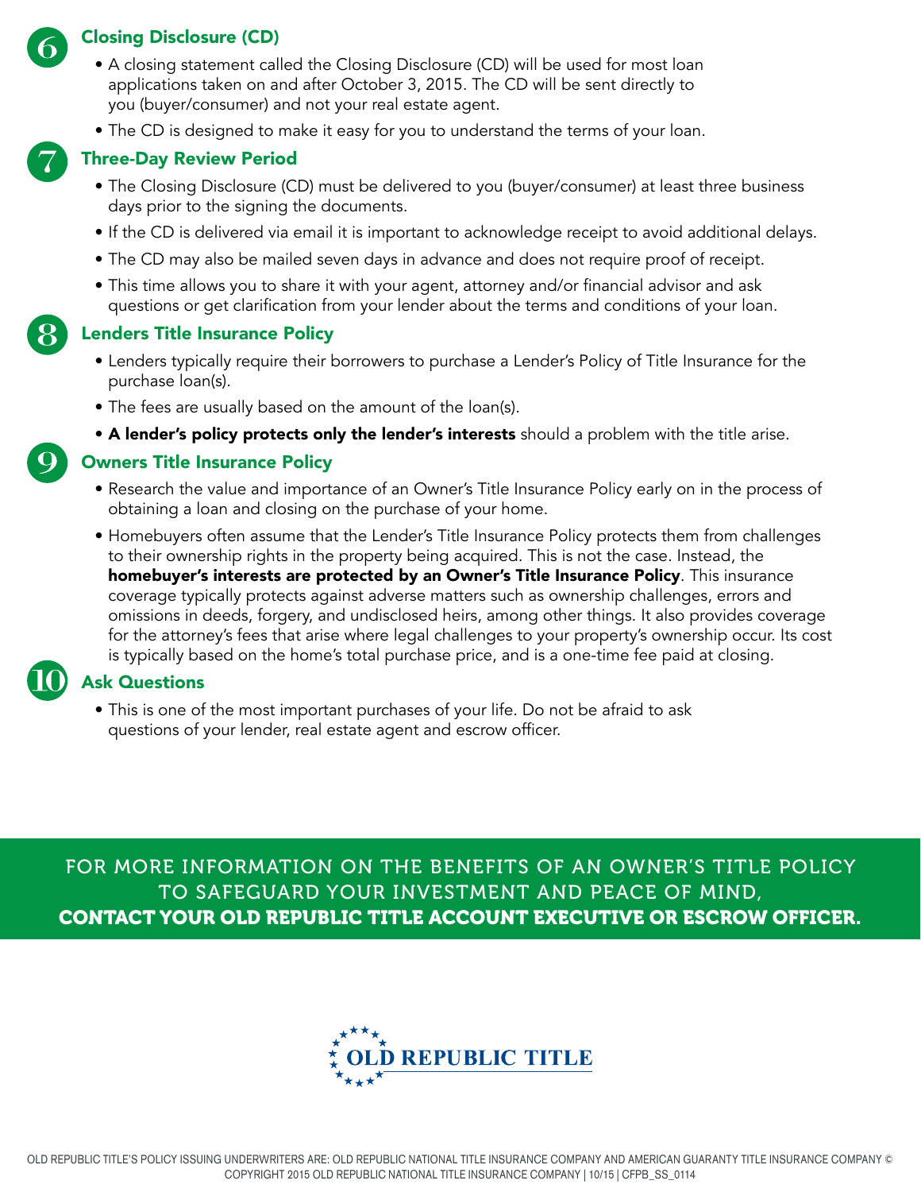## 6 Closing Disclosure (CD)

- A closing statement called the Closing Disclosure (CD) will be used for most loan applications taken on and after October 3, 2015. The CD will be sent directly to you (buyer/consumer) and not your real estate agent.
- The CD is designed to make it easy for you to understand the terms of your loan.

## 7 Three-Day Review Period

- The Closing Disclosure (CD) must be delivered to you (buyer/consumer) at least three business days prior to the signing the documents.
- If the CD is delivered via email it is important to acknowledge receipt to avoid additional delays.
- The CD may also be mailed seven days in advance and does not require proof of receipt.
- This time allows you to share it with your agent, attorney and/or financial advisor and ask questions or get clarification from your lender about the terms and conditions of your loan.

## 8 Lenders Title Insurance Policy

- Lenders typically require their borrowers to purchase a Lender's Policy of Title Insurance for the purchase loan(s).
- The fees are usually based on the amount of the loan(s).
- **A lender's policy protects only the lender's interests** should a problem with the title arise.

## 9 Owners Title Insurance Policy

- Research the value and importance of an Owner's Title Insurance Policy early on in the process of obtaining a loan and closing on the purchase of your home.
- Homebuyers often assume that the Lender's Title Insurance Policy protects them from challenges to their ownership rights in the property being acquired. This is not the case. Instead, the **homebuyer's interests are protected by an Owner's Title Insurance Policy**. This insurance coverage typically protects against adverse matters such as ownership challenges, errors and omissions in deeds, forgery, and undisclosed heirs, among other things. It also provides coverage for the attorney's fees that arise where legal challenges to your property's ownership occur. Its cost is typically based on the home's total purchase price, and is a one-time fee paid at closing.

## 10 Ask Questions

- This is one of the most important purchases of your life. Do not be afraid to ask questions of your lender, real estate agent and escrow officer.

FOR MORE INFORMATION ON THE BENEFITS OF AN OWNER'S TITLE POLICY TO SAFEGUARD YOUR INVESTMENT AND PEACE OF MIND,
**CONTACT YOUR OLD REPUBLIC TITLE ACCOUNT EXECUTIVE OR ESCROW OFFICER.**

OLD REPUBLIC TITLE

OLD REPUBLIC TITLE'S POLICY ISSUING UNDERWRITERS ARE: OLD REPUBLIC NATIONAL TITLE INSURANCE COMPANY AND AMERICAN GUARANTY TITLE INSURANCE COMPANY © COPYRIGHT 2015 OLD REPUBLIC NATIONAL TITLE INSURANCE COMPANY | 10/15 | CFPB_SS_0114